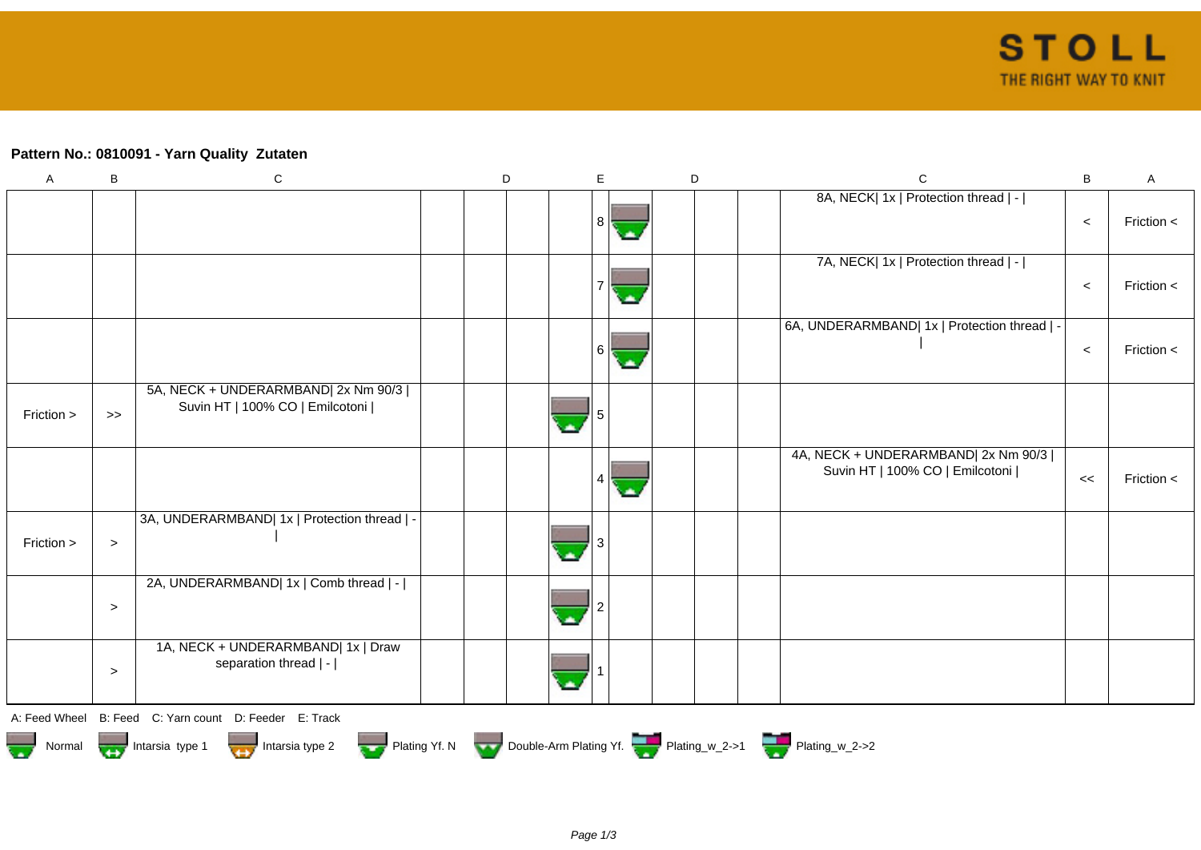**Pattern No.: 0810091 - Yarn Quality  Zutaten**

| A | B | C | D | | | | E | | D | | | C | B | A |
|---|---|---|---|---|---|---|---|---|---|---|---|---|---|---|
| | | | | | | | 8 | | | | | 8A, NECK\| 1x \| Protection thread \| - \| | < | Friction < |
| | | | | | | | 7 | | | | | 7A, NECK\| 1x \| Protection thread \| - \| | < | Friction < |
| | | | | | | | 6 | | | | | 6A, UNDERARMBAND\| 1x \| Protection thread \| - \| | < | Friction < |
| Friction > | >> | 5A, NECK + UNDERARMBAND\| 2x Nm 90/3 \| Suvin HT \| 100% CO \| Emilcotoni \| | | | | | 5 | | | | | | | |
| | | | | | | | 4 | | | | | 4A, NECK + UNDERARMBAND\| 2x Nm 90/3 \| Suvin HT \| 100% CO \| Emilcotoni \| | << | Friction < |
| Friction > | > | 3A, UNDERARMBAND\| 1x \| Protection thread \| - \| | | | | | 3 | | | | | | | |
| | > | 2A, UNDERARMBAND\| 1x \| Comb thread \| - \| | | | | | 2 | | | | | | | |
| | > | 1A, NECK + UNDERARMBAND\| 1x \| Draw separation thread \| - \| | | | | | 1 | | | | | | | |

A: Feed Wheel    B: Feed    C: Yarn count    D: Feeder    E: Track

Normal    Intarsia type 1    Intarsia type 2    Plating Yf. N    Double-Arm Plating Yf.    Plating_w_2->1    Plating_w_2->2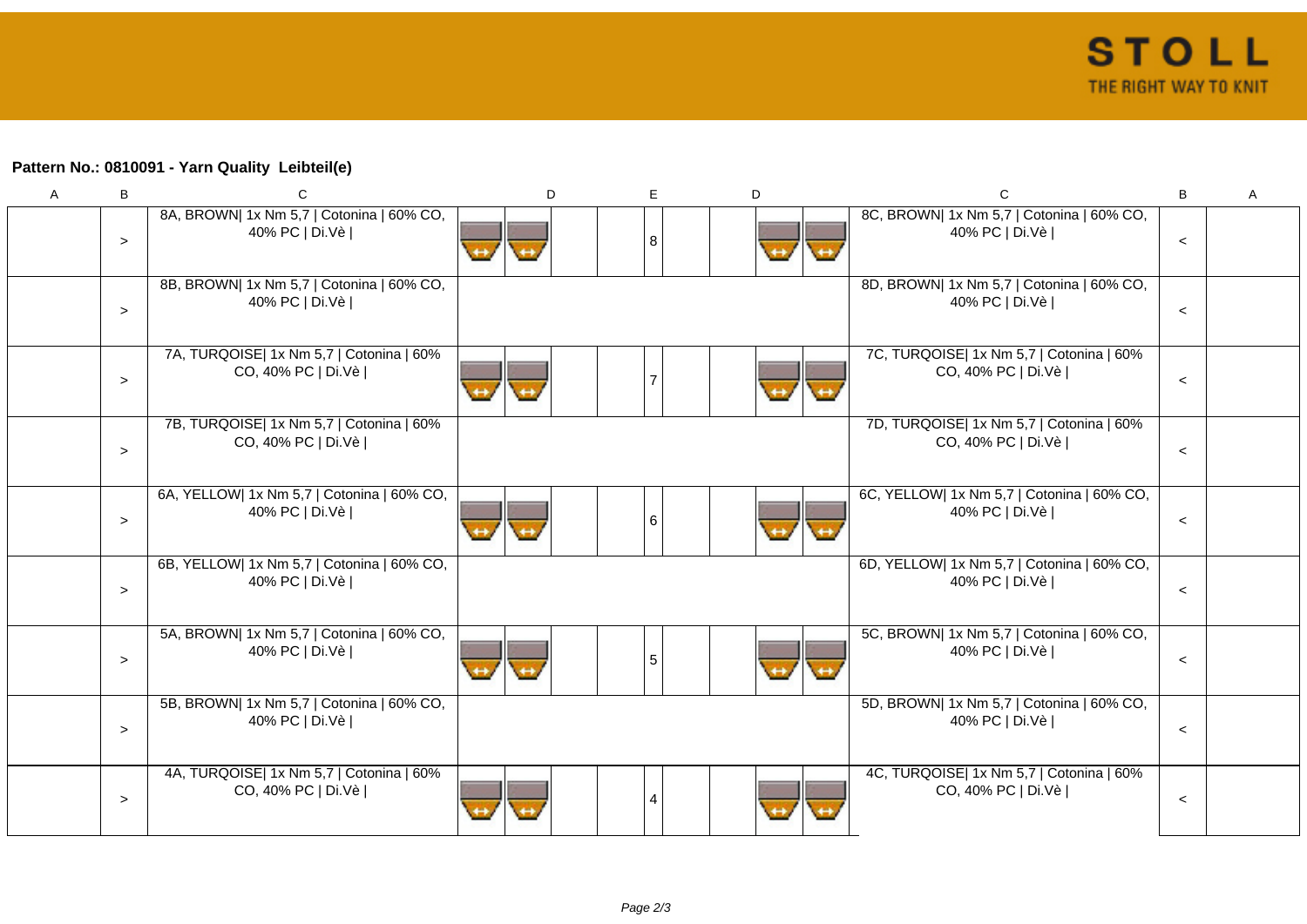**Pattern No.: 0810091 - Yarn Quality  Leibteil(e)**

| A | B | C | D | | | | E | | | | D | C | B | A |
|---|---|---|---|---|---|---|---|---|---|---|---|---|---|---|
| | > | 8A, BROWN\| 1x Nm 5,7 \| Cotonina \| 60% CO, 40% PC \| Di.Vè \| | | | | | 8 | | | | | 8C, BROWN\| 1x Nm 5,7 \| Cotonina \| 60% CO, 40% PC \| Di.Vè \| | < | |
| | > | 8B, BROWN\| 1x Nm 5,7 \| Cotonina \| 60% CO, 40% PC \| Di.Vè \| | | | | | | | | | | 8D, BROWN\| 1x Nm 5,7 \| Cotonina \| 60% CO, 40% PC \| Di.Vè \| | < | |
| | > | 7A, TURQOISE\| 1x Nm 5,7 \| Cotonina \| 60% CO, 40% PC \| Di.Vè \| | | | | | 7 | | | | | 7C, TURQOISE\| 1x Nm 5,7 \| Cotonina \| 60% CO, 40% PC \| Di.Vè \| | < | |
| | > | 7B, TURQOISE\| 1x Nm 5,7 \| Cotonina \| 60% CO, 40% PC \| Di.Vè \| | | | | | | | | | | 7D, TURQOISE\| 1x Nm 5,7 \| Cotonina \| 60% CO, 40% PC \| Di.Vè \| | < | |
| | > | 6A, YELLOW\| 1x Nm 5,7 \| Cotonina \| 60% CO, 40% PC \| Di.Vè \| | | | | | 6 | | | | | 6C, YELLOW\| 1x Nm 5,7 \| Cotonina \| 60% CO, 40% PC \| Di.Vè \| | < | |
| | > | 6B, YELLOW\| 1x Nm 5,7 \| Cotonina \| 60% CO, 40% PC \| Di.Vè \| | | | | | | | | | | 6D, YELLOW\| 1x Nm 5,7 \| Cotonina \| 60% CO, 40% PC \| Di.Vè \| | < | |
| | > | 5A, BROWN\| 1x Nm 5,7 \| Cotonina \| 60% CO, 40% PC \| Di.Vè \| | | | | | 5 | | | | | 5C, BROWN\| 1x Nm 5,7 \| Cotonina \| 60% CO, 40% PC \| Di.Vè \| | < | |
| | > | 5B, BROWN\| 1x Nm 5,7 \| Cotonina \| 60% CO, 40% PC \| Di.Vè \| | | | | | | | | | | 5D, BROWN\| 1x Nm 5,7 \| Cotonina \| 60% CO, 40% PC \| Di.Vè \| | < | |
| | > | 4A, TURQOISE\| 1x Nm 5,7 \| Cotonina \| 60% CO, 40% PC \| Di.Vè \| | | | | | 4 | | | | | 4C, TURQOISE\| 1x Nm 5,7 \| Cotonina \| 60% CO, 40% PC \| Di.Vè \| | < | |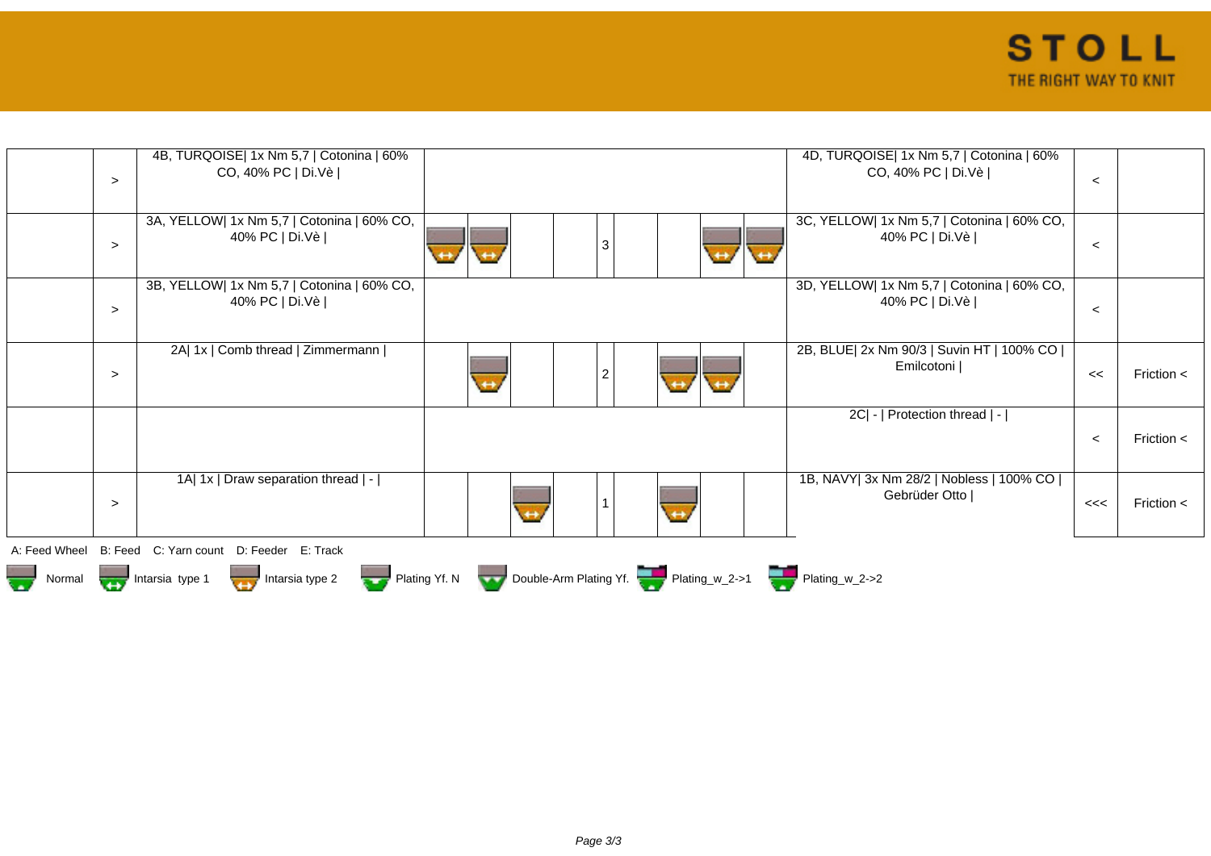| | | | | | | | | | | | | | |
|---|---|---|---|---|---|---|---|---|---|---|---|---|---|
| | > | 4B, TURQOISE\| 1x Nm 5,7 \| Cotonina \| 60% CO, 40% PC \| Di.Vè \| | | | | | | | | | 4D, TURQOISE\| 1x Nm 5,7 \| Cotonina \| 60% CO, 40% PC \| Di.Vè \| | < | |
| | > | 3A, YELLOW\| 1x Nm 5,7 \| Cotonina \| 60% CO, 40% PC \| Di.Vè \| | | | | | 3 | | | | 3C, YELLOW\| 1x Nm 5,7 \| Cotonina \| 60% CO, 40% PC \| Di.Vè \| | < | |
| | > | 3B, YELLOW\| 1x Nm 5,7 \| Cotonina \| 60% CO, 40% PC \| Di.Vè \| | | | | | | | | | 3D, YELLOW\| 1x Nm 5,7 \| Cotonina \| 60% CO, 40% PC \| Di.Vè \| | < | |
| | > | 2A\| 1x \| Comb thread \| Zimmermann \| | | | | | 2 | | | | 2B, BLUE\| 2x Nm 90/3 \| Suvin HT \| 100% CO \| Emilcotoni \| | << | Friction < |
| | | | | | | | | | | | 2C\| - \| Protection thread \| - \| | < | Friction < |
| | > | 1A\| 1x \| Draw separation thread \| - \| | | | | | 1 | | | | 1B, NAVY\| 3x Nm 28/2 \| Nobless \| 100% CO \| Gebrüder Otto \| | <<< | Friction < |

A: Feed Wheel B: Feed C: Yarn count D: Feeder E: Track

Normal Intarsia type 1 Intarsia type 2 Plating Yf. N Double-Arm Plating Yf. Plating_w_2->1 Plating_w_2->2